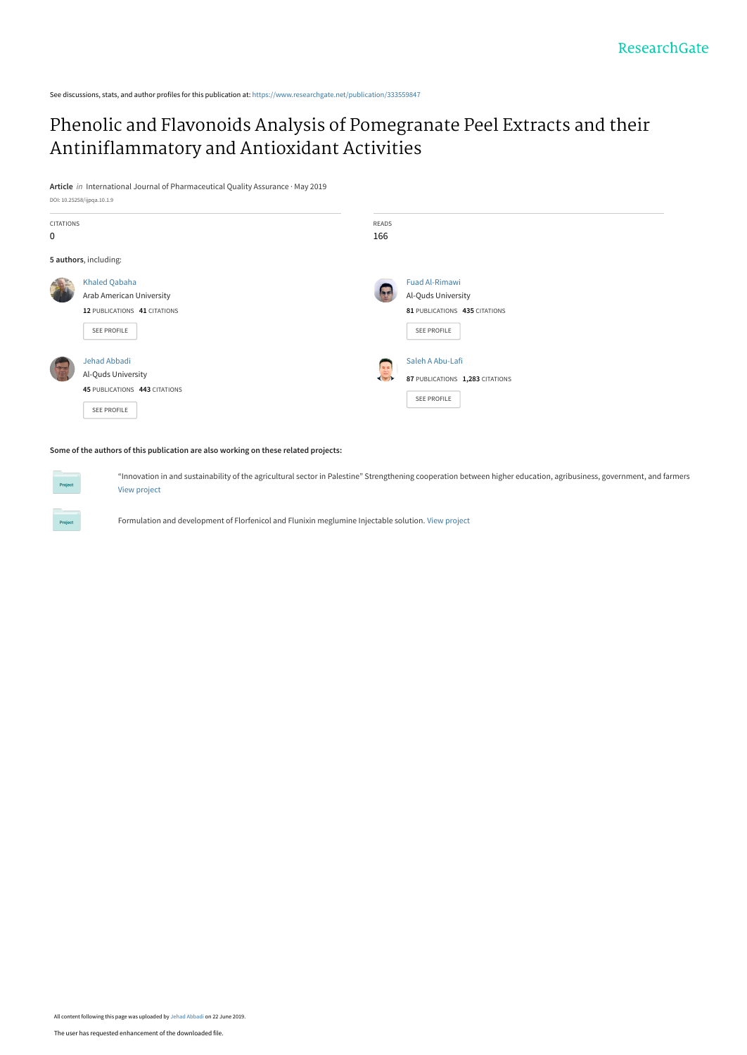See discussions, stats, and author profiles for this publication at: https://www.researchgate.net/publication/333559847

# Phenolic and Flavonoids Analysis of Pomegranate Peel Extracts and their Antiniflammatory and Antioxidant Activities

**Article** *in* International Journal of Pharmaceutical Quality Assurance · May 2019

DOI: 10.25258/ijpqa.10.1.9

CITATIONS
0

READS
166

**5 authors**, including:

Khaled Qabaha
Arab American University
**12** PUBLICATIONS **41** CITATIONS
SEE PROFILE

Fuad Al-Rimawi
Al-Quds University
**81** PUBLICATIONS **435** CITATIONS
SEE PROFILE

Jehad Abbadi
Al-Quds University
**45** PUBLICATIONS **443** CITATIONS
SEE PROFILE

Saleh A Abu-Lafi
**87** PUBLICATIONS **1,283** CITATIONS
SEE PROFILE

**Some of the authors of this publication are also working on these related projects:**

"Innovation in and sustainability of the agricultural sector in Palestine" Strengthening cooperation between higher education, agribusiness, government, and farmers View project

Formulation and development of Florfenicol and Flunixin meglumine Injectable solution. View project

All content following this page was uploaded by Jehad Abbadi on 22 June 2019.

The user has requested enhancement of the downloaded file.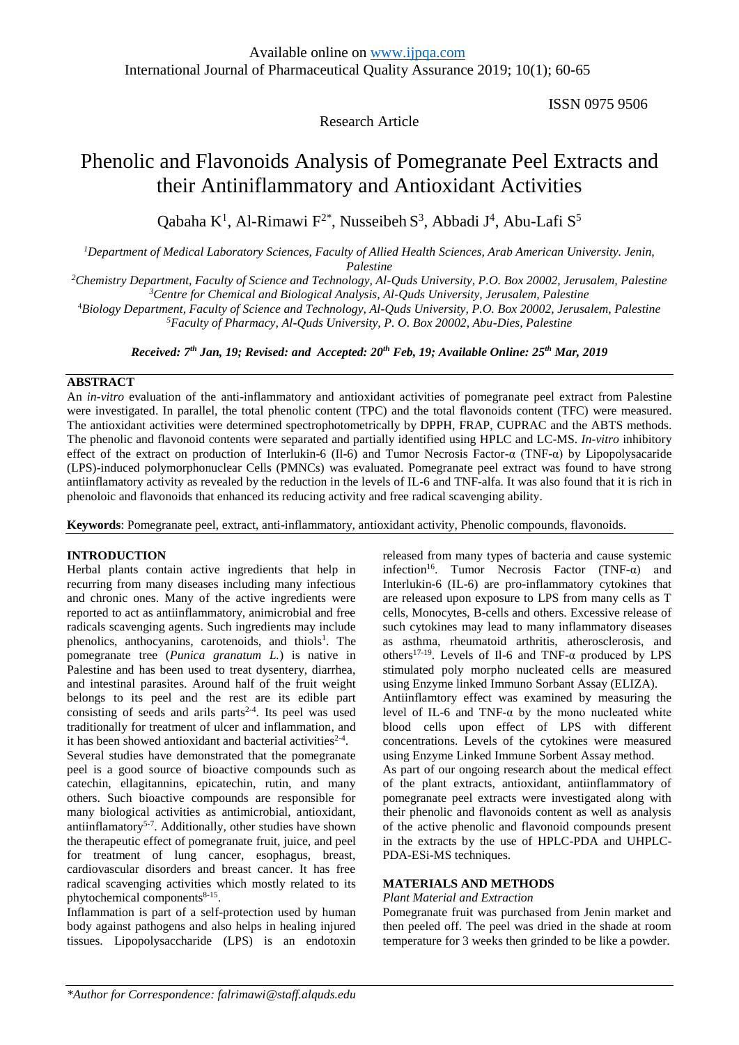Available online on www.ijpqa.com

ISSN 0975 9506

Research Article

# Phenolic and Flavonoids Analysis of Pomegranate Peel Extracts and their Antiniflammatory and Antioxidant Activities

Qabaha K[1], Al-Rimawi F[2*], Nusseibeh S[3], Abbadi J[4], Abu-Lafi S[5]

[1]Department of Medical Laboratory Sciences, Faculty of Allied Health Sciences, Arab American University. Jenin, Palestine

[2]Chemistry Department, Faculty of Science and Technology, Al-Quds University, P.O. Box 20002, Jerusalem, Palestine

[3]Centre for Chemical and Biological Analysis, Al-Quds University, Jerusalem, Palestine

[4]Biology Department, Faculty of Science and Technology, Al-Quds University, P.O. Box 20002, Jerusalem, Palestine

[5]Faculty of Pharmacy, Al-Quds University, P. O. Box 20002, Abu-Dies, Palestine

***Received: 7th Jan, 19; Revised: and Accepted: 20th Feb, 19; Available Online: 25th Mar, 2019***

## ABSTRACT

An *in-vitro* evaluation of the anti-inflammatory and antioxidant activities of pomegranate peel extract from Palestine were investigated. In parallel, the total phenolic content (TPC) and the total flavonoids content (TFC) were measured. The antioxidant activities were determined spectrophotometrically by DPPH, FRAP, CUPRAC and the ABTS methods. The phenolic and flavonoid contents were separated and partially identified using HPLC and LC-MS. *In-vitro* inhibitory effect of the extract on production of Interlukin-6 (Il-6) and Tumor Necrosis Factor-α (TNF-α) by Lipopolysacaride (LPS)-induced polymorphonuclear Cells (PMNCs) was evaluated. Pomegranate peel extract was found to have strong antiinflammatory activity as revealed by the reduction in the levels of IL-6 and TNF-alfa. It was also found that it is rich in phenoloic and flavonoids that enhanced its reducing activity and free radical scavenging ability.

**Keywords**: Pomegranate peel, extract, anti-inflammatory, antioxidant activity, Phenolic compounds, flavonoids.

## INTRODUCTION

Herbal plants contain active ingredients that help in recurring from many diseases including many infectious and chronic ones. Many of the active ingredients were reported to act as antiinflammatory, animicrobial and free radicals scavenging agents. Such ingredients may include phenolics, anthocyanins, carotenoids, and thiols[1]. The pomegranate tree (*Punica granatum L.*) is native in Palestine and has been used to treat dysentery, diarrhea, and intestinal parasites. Around half of the fruit weight belongs to its peel and the rest are its edible part consisting of seeds and arils parts[2-4]. Its peel was used traditionally for treatment of ulcer and inflammation, and it has been showed antioxidant and bacterial activities[2-4].

Several studies have demonstrated that the pomegranate peel is a good source of bioactive compounds such as catechin, ellagitannins, epicatechin, rutin, and many others. Such bioactive compounds are responsible for many biological activities as antimicrobial, antioxidant, antiinflamatory[5-7]. Additionally, other studies have shown the therapeutic effect of pomegranate fruit, juice, and peel for treatment of lung cancer, esophagus, breast, cardiovascular disorders and breast cancer. It has free radical scavenging activities which mostly related to its phytochemical components[8-15].

Inflammation is part of a self-protection used by human body against pathogens and also helps in healing injured tissues. Lipopolysaccharide (LPS) is an endotoxin released from many types of bacteria and cause systemic infection[16]. Tumor Necrosis Factor (TNF-α) and Interlukin-6 (IL-6) are pro-inflammatory cytokines that are released upon exposure to LPS from many cells as T cells, Monocytes, B-cells and others. Excessive release of such cytokines may lead to many inflammatory diseases as asthma, rheumatoid arthritis, atherosclerosis, and others[17-19]. Levels of Il-6 and TNF-α produced by LPS stimulated poly morpho nucleated cells are measured using Enzyme linked Immuno Sorbant Assay (ELIZA).

Antiinflamtory effect was examined by measuring the level of IL-6 and TNF-α by the mono nucleated white blood cells upon effect of LPS with different concentrations. Levels of the cytokines were measured using Enzyme Linked Immune Sorbent Assay method.

As part of our ongoing research about the medical effect of the plant extracts, antioxidant, antiinflammatory of pomegranate peel extracts were investigated along with their phenolic and flavonoids content as well as analysis of the active phenolic and flavonoid compounds present in the extracts by the use of HPLC-PDA and UHPLC-PDA-ESi-MS techniques.

## MATERIALS AND METHODS

### *Plant Material and Extraction*

Pomegranate fruit was purchased from Jenin market and then peeled off. The peel was dried in the shade at room temperature for 3 weeks then grinded to be like a powder.

*\*Author for Correspondence: falrimawi@staff.alquds.edu*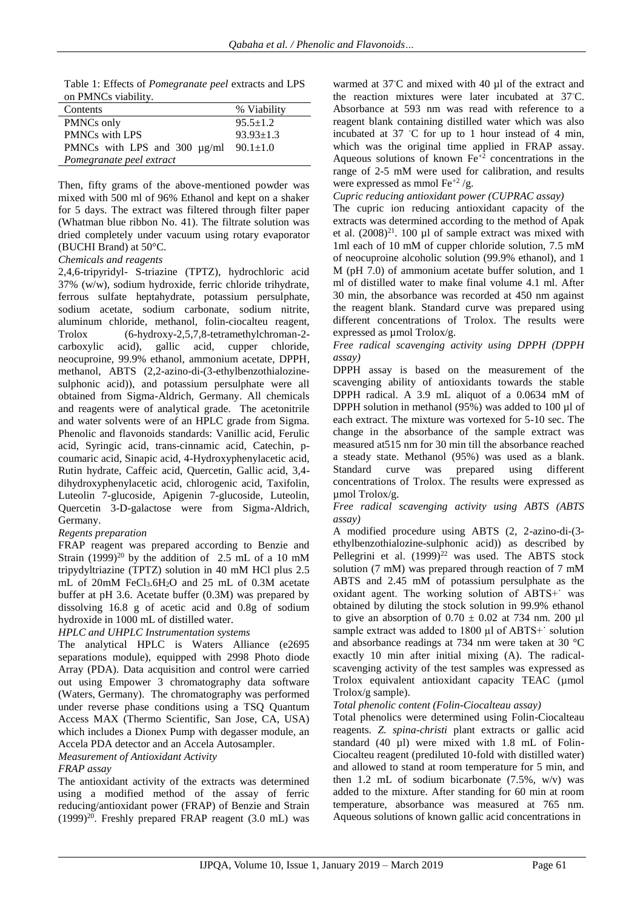Table 1: Effects of *Pomegranate peel* extracts and LPS on PMNCs viability.

| Contents | % Viability |
|---|---|
| PMNCs only | 95.5±1.2 |
| PMNCs with LPS | 93.93±1.3 |
| PMNCs with LPS and 300 µg/ml *Pomegranate peel extract* | 90.1±1.0 |

Then, fifty grams of the above-mentioned powder was mixed with 500 ml of 96% Ethanol and kept on a shaker for 5 days. The extract was filtered through filter paper (Whatman blue ribbon No. 41). The filtrate solution was dried completely under vacuum using rotary evaporator (BUCHI Brand) at 50°C.

*Chemicals and reagents*

2,4,6-tripyridyl- S-triazine (TPTZ), hydrochloric acid 37% (w/w), sodium hydroxide, ferric chloride trihydrate, ferrous sulfate heptahydrate, potassium persulphate, sodium acetate, sodium carbonate, sodium nitrite, aluminum chloride, methanol, folin-ciocalteu reagent, Trolox (6-hydroxy-2,5,7,8-tetramethylchroman-2-carboxylic acid), gallic acid, cupper chloride, neocuproine, 99.9% ethanol, ammonium acetate, DPPH, methanol, ABTS (2,2-azino-di-(3-ethylbenzothialozine-sulphonic acid)), and potassium persulphate were all obtained from Sigma-Aldrich, Germany. All chemicals and reagents were of analytical grade. The acetonitrile and water solvents were of an HPLC grade from Sigma. Phenolic and flavonoids standards: Vanillic acid, Ferulic acid, Syringic acid, trans-cinnamic acid, Catechin, p-coumaric acid, Sinapic acid, 4-Hydroxyphenylacetic acid, Rutin hydrate, Caffeic acid, Quercetin, Gallic acid, 3,4-dihydroxyphenylacetic acid, chlorogenic acid, Taxifolin, Luteolin 7-glucoside, Apigenin 7-glucoside, Luteolin, Quercetin 3-D-galactose were from Sigma-Aldrich, Germany.

*Regents preparation*

FRAP reagent was prepared according to Benzie and Strain (1999)[20] by the addition of 2.5 mL of a 10 mM tripydyltriazine (TPTZ) solution in 40 mM HCl plus 2.5 mL of 20mM $FeCl_3.6H_2O$ and 25 mL of 0.3M acetate buffer at pH 3.6. Acetate buffer (0.3M) was prepared by dissolving 16.8 g of acetic acid and 0.8g of sodium hydroxide in 1000 mL of distilled water.

*HPLC and UHPLC Instrumentation systems*

The analytical HPLC is Waters Alliance (e2695 separations module), equipped with 2998 Photo diode Array (PDA). Data acquisition and control were carried out using Empower 3 chromatography data software (Waters, Germany). The chromatography was performed under reverse phase conditions using a TSQ Quantum Access MAX (Thermo Scientific, San Jose, CA, USA) which includes a Dionex Pump with degasser module, an Accela PDA detector and an Accela Autosampler.

*Measurement of Antioxidant Activity*

*FRAP assay*

The antioxidant activity of the extracts was determined using a modified method of the assay of ferric reducing/antioxidant power (FRAP) of Benzie and Strain (1999)[20]. Freshly prepared FRAP reagent (3.0 mL) was warmed at 37°C and mixed with 40 µl of the extract and the reaction mixtures were later incubated at 37°C. Absorbance at 593 nm was read with reference to a reagent blank containing distilled water which was also incubated at 37 °C for up to 1 hour instead of 4 min, which was the original time applied in FRAP assay. Aqueous solutions of known $Fe^{+2}$ concentrations in the range of 2-5 mM were used for calibration, and results were expressed as mmol $Fe^{+2}$ /g.

*Cupric reducing antioxidant power (CUPRAC assay)*

The cupric ion reducing antioxidant capacity of the extracts was determined according to the method of Apak et al. (2008)[21]. 100 µl of sample extract was mixed with 1ml each of 10 mM of cupper chloride solution, 7.5 mM of neocuproine alcoholic solution (99.9% ethanol), and 1 M (pH 7.0) of ammonium acetate buffer solution, and 1 ml of distilled water to make final volume 4.1 ml. After 30 min, the absorbance was recorded at 450 nm against the reagent blank. Standard curve was prepared using different concentrations of Trolox. The results were expressed as µmol Trolox/g.

*Free radical scavenging activity using DPPH (DPPH assay)*

DPPH assay is based on the measurement of the scavenging ability of antioxidants towards the stable DPPH radical. A 3.9 mL aliquot of a 0.0634 mM of DPPH solution in methanol (95%) was added to 100 µl of each extract. The mixture was vortexed for 5-10 sec. The change in the absorbance of the sample extract was measured at515 nm for 30 min till the absorbance reached a steady state. Methanol (95%) was used as a blank. Standard curve was prepared using different concentrations of Trolox. The results were expressed as µmol Trolox/g.

*Free radical scavenging activity using ABTS (ABTS assay)*

A modified procedure using ABTS (2, 2-azino-di-(3-ethylbenzothialozine-sulphonic acid)) as described by Pellegrini et al. (1999)[22] was used. The ABTS stock solution (7 mM) was prepared through reaction of 7 mM ABTS and 2.45 mM of potassium persulphate as the oxidant agent. The working solution of $ABTS^{+\cdot}$ was obtained by diluting the stock solution in 99.9% ethanol to give an absorption of 0.70 ± 0.02 at 734 nm. 200 µl sample extract was added to 1800 µl of $ABTS^{+\cdot}$ solution and absorbance readings at 734 nm were taken at 30 °C exactly 10 min after initial mixing (A). The radical-scavenging activity of the test samples was expressed as Trolox equivalent antioxidant capacity TEAC (µmol Trolox/g sample).

*Total phenolic content (Folin-Ciocalteau assay)*

Total phenolics were determined using Folin-Ciocalteau reagents. *Z. spina-christi* plant extracts or gallic acid standard (40 µl) were mixed with 1.8 mL of Folin-Ciocalteu reagent (prediluted 10-fold with distilled water) and allowed to stand at room temperature for 5 min, and then 1.2 mL of sodium bicarbonate (7.5%, w/v) was added to the mixture. After standing for 60 min at room temperature, absorbance was measured at 765 nm. Aqueous solutions of known gallic acid concentrations in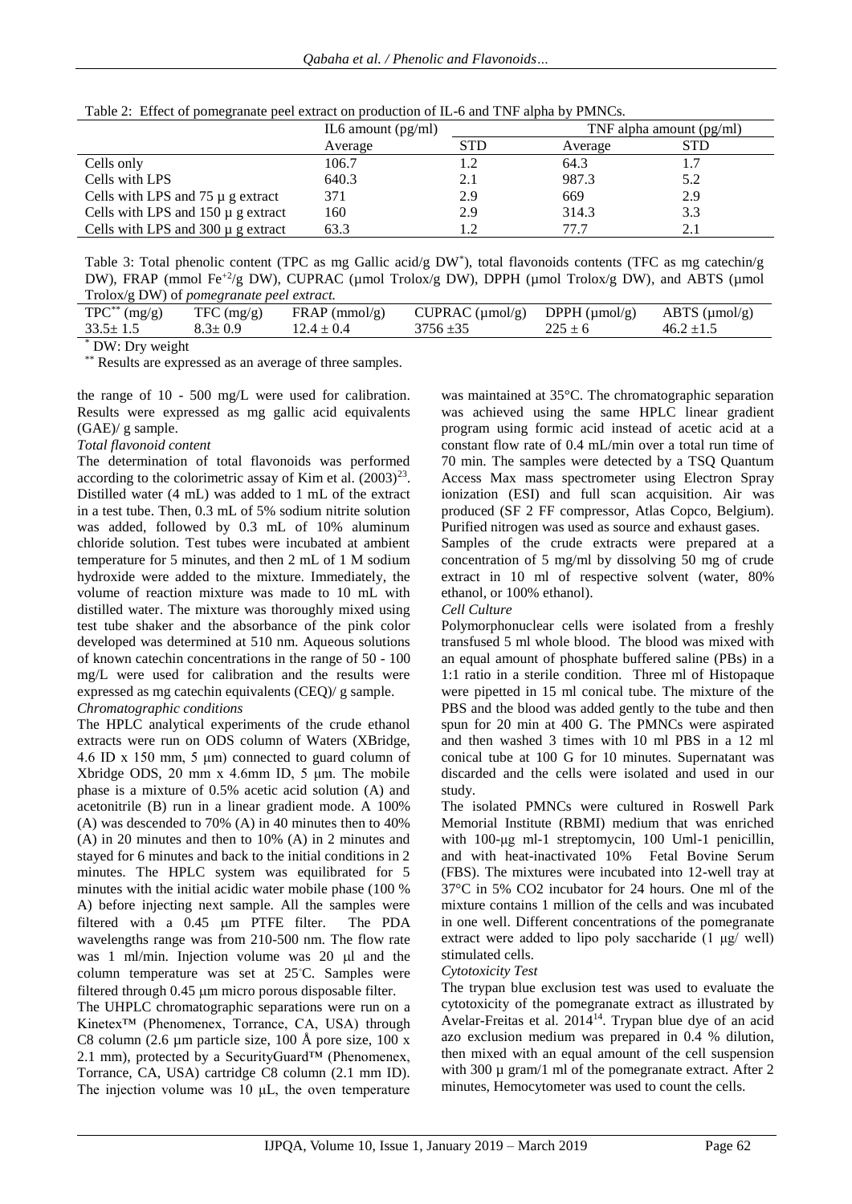Table 2: Effect of pomegranate peel extract on production of IL-6 and TNF alpha by PMNCs.

| | IL6 amount (pg/ml) | | TNF alpha amount (pg/ml) | |
|---|---|---|---|---|
| | Average | STD | Average | STD |
| Cells only | 106.7 | 1.2 | 64.3 | 1.7 |
| Cells with LPS | 640.3 | 2.1 | 987.3 | 5.2 |
| Cells with LPS and 75 µ g extract | 371 | 2.9 | 669 | 2.9 |
| Cells with LPS and 150 µ g extract | 160 | 2.9 | 314.3 | 3.3 |
| Cells with LPS and 300 µ g extract | 63.3 | 1.2 | 77.7 | 2.1 |

Table 3: Total phenolic content (TPC as mg Gallic acid/g DW*), total flavonoids contents (TFC as mg catechin/g DW), FRAP (mmol $Fe^{+2}$/g DW), CUPRAC (µmol Trolox/g DW), DPPH (µmol Trolox/g DW), and ABTS (µmol Trolox/g DW) of *pomegranate peel extract.*

| TPC** (mg/g) | TFC (mg/g) | FRAP (mmol/g) | CUPRAC (µmol/g) | DPPH (µmol/g) | ABTS (µmol/g) |
|---|---|---|---|---|---|
| 33.5± 1.5 | 8.3± 0.9 | 12.4 ± 0.4 | 3756 ±35 | 225 ± 6 | 46.2 ±1.5 |

\* DW: Dry weight

\*\* Results are expressed as an average of three samples.

the range of 10 - 500 mg/L were used for calibration. Results were expressed as mg gallic acid equivalents (GAE)/ g sample.

*Total flavonoid content*

The determination of total flavonoids was performed according to the colorimetric assay of Kim et al. (2003)[23]. Distilled water (4 mL) was added to 1 mL of the extract in a test tube. Then, 0.3 mL of 5% sodium nitrite solution was added, followed by 0.3 mL of 10% aluminum chloride solution. Test tubes were incubated at ambient temperature for 5 minutes, and then 2 mL of 1 M sodium hydroxide were added to the mixture. Immediately, the volume of reaction mixture was made to 10 mL with distilled water. The mixture was thoroughly mixed using test tube shaker and the absorbance of the pink color developed was determined at 510 nm. Aqueous solutions of known catechin concentrations in the range of 50 - 100 mg/L were used for calibration and the results were expressed as mg catechin equivalents (CEQ)/ g sample.

*Chromatographic conditions*

The HPLC analytical experiments of the crude ethanol extracts were run on ODS column of Waters (XBridge, 4.6 ID x 150 mm, 5 µm) connected to guard column of Xbridge ODS, 20 mm x 4.6mm ID, 5 µm. The mobile phase is a mixture of 0.5% acetic acid solution (A) and acetonitrile (B) run in a linear gradient mode. A 100% (A) was descended to 70% (A) in 40 minutes then to 40% (A) in 20 minutes and then to 10% (A) in 2 minutes and stayed for 6 minutes and back to the initial conditions in 2 minutes. The HPLC system was equilibrated for 5 minutes with the initial acidic water mobile phase (100 % A) before injecting next sample. All the samples were filtered with a 0.45 µm PTFE filter. The PDA wavelengths range was from 210-500 nm. The flow rate was 1 ml/min. Injection volume was 20 µl and the column temperature was set at 25°C. Samples were filtered through 0.45 µm micro porous disposable filter.

The UHPLC chromatographic separations were run on a Kinetex™ (Phenomenex, Torrance, CA, USA) through C8 column (2.6 µm particle size, 100 Å pore size, 100 x 2.1 mm), protected by a SecurityGuard™ (Phenomenex, Torrance, CA, USA) cartridge C8 column (2.1 mm ID). The injection volume was 10 µL, the oven temperature was maintained at 35°C. The chromatographic separation was achieved using the same HPLC linear gradient program using formic acid instead of acetic acid at a constant flow rate of 0.4 mL/min over a total run time of 70 min. The samples were detected by a TSQ Quantum Access Max mass spectrometer using Electron Spray ionization (ESI) and full scan acquisition. Air was produced (SF 2 FF compressor, Atlas Copco, Belgium). Purified nitrogen was used as source and exhaust gases.

Samples of the crude extracts were prepared at a concentration of 5 mg/ml by dissolving 50 mg of crude extract in 10 ml of respective solvent (water, 80% ethanol, or 100% ethanol).

*Cell Culture*

Polymorphonuclear cells were isolated from a freshly transfused 5 ml whole blood. The blood was mixed with an equal amount of phosphate buffered saline (PBs) in a 1:1 ratio in a sterile condition. Three ml of Histopaque were pipetted in 15 ml conical tube. The mixture of the PBS and the blood was added gently to the tube and then spun for 20 min at 400 G. The PMNCs were aspirated and then washed 3 times with 10 ml PBS in a 12 ml conical tube at 100 G for 10 minutes. Supernatant was discarded and the cells were isolated and used in our study.

The isolated PMNCs were cultured in Roswell Park Memorial Institute (RBMI) medium that was enriched with 100-µg ml-1 streptomycin, 100 Uml-1 penicillin, and with heat-inactivated 10% Fetal Bovine Serum (FBS). The mixtures were incubated into 12-well tray at 37°C in 5% CO2 incubator for 24 hours. One ml of the mixture contains 1 million of the cells and was incubated in one well. Different concentrations of the pomegranate extract were added to lipo poly saccharide (1 µg/ well) stimulated cells.

*Cytotoxicity Test*

The trypan blue exclusion test was used to evaluate the cytotoxicity of the pomegranate extract as illustrated by Avelar-Freitas et al. 2014[14]. Trypan blue dye of an acid azo exclusion medium was prepared in 0.4 % dilution, then mixed with an equal amount of the cell suspension with 300 µ gram/1 ml of the pomegranate extract. After 2 minutes, Hemocytometer was used to count the cells.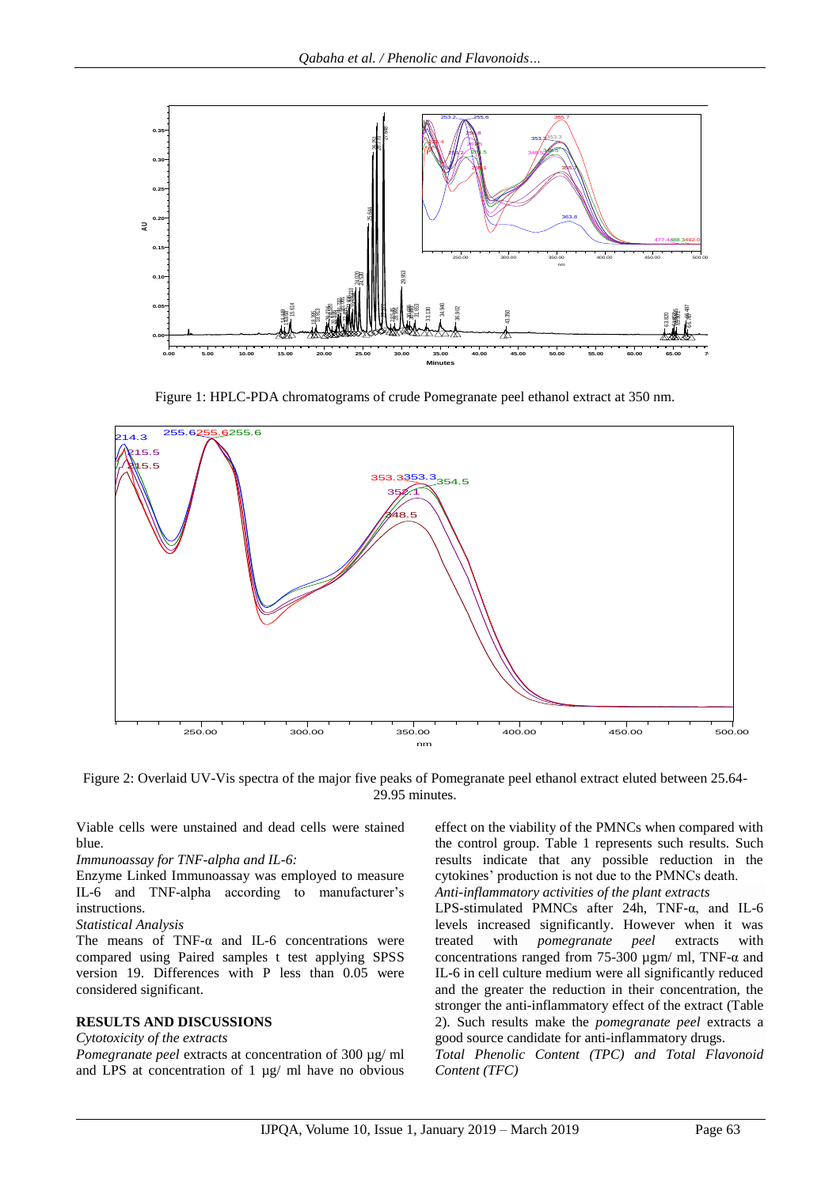Figure 1: HPLC-PDA chromatograms of crude Pomegranate peel ethanol extract at 350 nm.

Figure 2: Overlaid UV-Vis spectra of the major five peaks of Pomegranate peel ethanol extract eluted between 25.64-29.95 minutes.

Viable cells were unstained and dead cells were stained blue.

*Immunoassay for TNF-alpha and IL-6:*

Enzyme Linked Immunoassay was employed to measure IL-6 and TNF-alpha according to manufacturer's instructions.

*Statistical Analysis*

The means of TNF-α and IL-6 concentrations were compared using Paired samples t test applying SPSS version 19. Differences with P less than 0.05 were considered significant.

## RESULTS AND DISCUSSIONS

*Cytotoxicity of the extracts*

*Pomegranate peel* extracts at concentration of 300 µg/ ml and LPS at concentration of 1 µg/ ml have no obvious effect on the viability of the PMNCs when compared with the control group. Table 1 represents such results. Such results indicate that any possible reduction in the cytokines' production is not due to the PMNCs death.

*Anti-inflammatory activities of the plant extracts*

LPS-stimulated PMNCs after 24h, TNF-α, and IL-6 levels increased significantly. However when it was treated with *pomegranate peel* extracts with concentrations ranged from 75-300 µgm/ ml, TNF-α and IL-6 in cell culture medium were all significantly reduced and the greater the reduction in their concentration, the stronger the anti-inflammatory effect of the extract (Table 2). Such results make the *pomegranate peel* extracts a good source candidate for anti-inflammatory drugs.

*Total Phenolic Content (TPC) and Total Flavonoid Content (TFC)*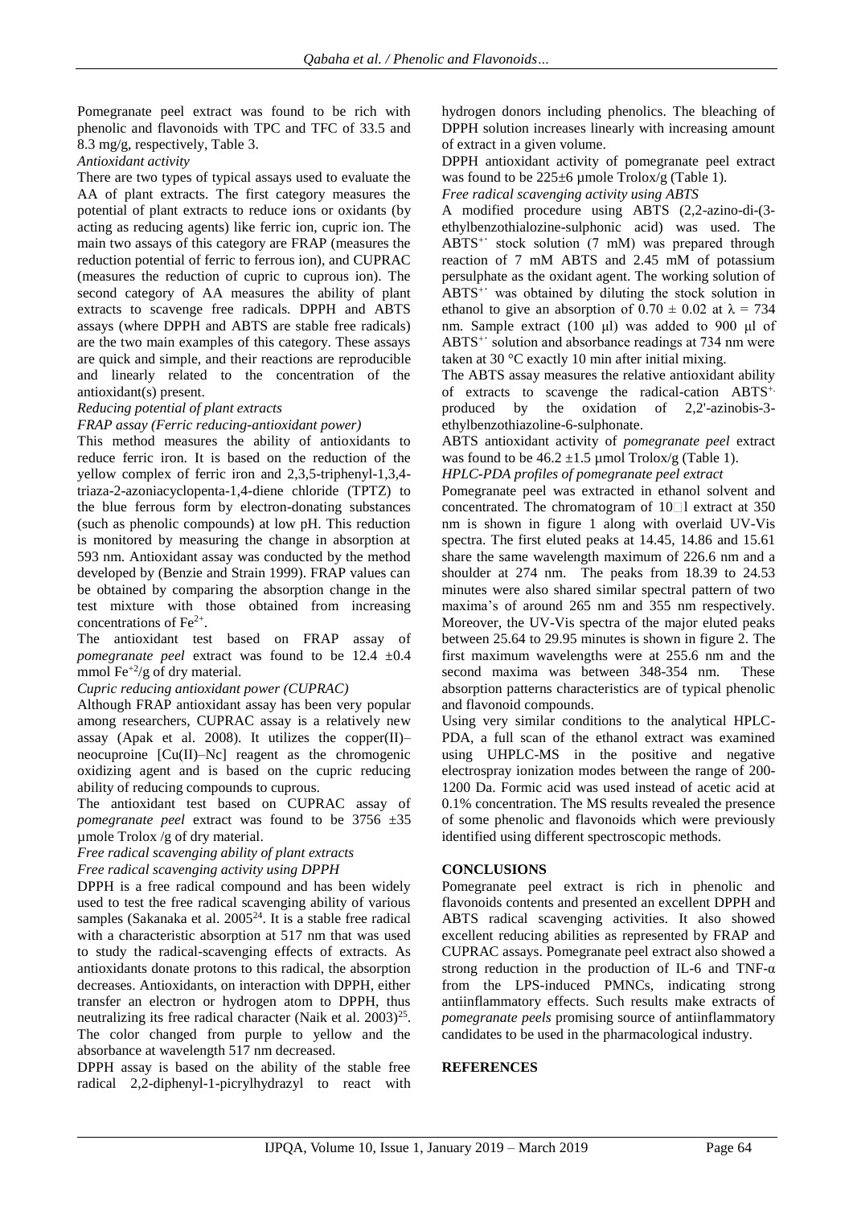Pomegranate peel extract was found to be rich with phenolic and flavonoids with TPC and TFC of 33.5 and 8.3 mg/g, respectively, Table 3.

*Antioxidant activity*

There are two types of typical assays used to evaluate the AA of plant extracts. The first category measures the potential of plant extracts to reduce ions or oxidants (by acting as reducing agents) like ferric ion, cupric ion. The main two assays of this category are FRAP (measures the reduction potential of ferric to ferrous ion), and CUPRAC (measures the reduction of cupric to cuprous ion). The second category of AA measures the ability of plant extracts to scavenge free radicals. DPPH and ABTS assays (where DPPH and ABTS are stable free radicals) are the two main examples of this category. These assays are quick and simple, and their reactions are reproducible and linearly related to the concentration of the antioxidant(s) present.

*Reducing potential of plant extracts*

*FRAP assay (Ferric reducing-antioxidant power)*

This method measures the ability of antioxidants to reduce ferric iron. It is based on the reduction of the yellow complex of ferric iron and 2,3,5-triphenyl-1,3,4-triaza-2-azoniacyclopenta-1,4-diene chloride (TPTZ) to the blue ferrous form by electron-donating substances (such as phenolic compounds) at low pH. This reduction is monitored by measuring the change in absorption at 593 nm. Antioxidant assay was conducted by the method developed by (Benzie and Strain 1999). FRAP values can be obtained by comparing the absorption change in the test mixture with those obtained from increasing concentrations of $Fe^{2+}$.

The antioxidant test based on FRAP assay of *pomegranate peel* extract was found to be 12.4 ±0.4 mmol $Fe^{+2}$/g of dry material.

*Cupric reducing antioxidant power (CUPRAC)*

Although FRAP antioxidant assay has been very popular among researchers, CUPRAC assay is a relatively new assay (Apak et al. 2008). It utilizes the copper(II)–neocuproine [Cu(II)–Nc] reagent as the chromogenic oxidizing agent and is based on the cupric reducing ability of reducing compounds to cuprous.

The antioxidant test based on CUPRAC assay of *pomegranate peel* extract was found to be 3756 ±35 µmole Trolox /g of dry material.

*Free radical scavenging ability of plant extracts*

*Free radical scavenging activity using DPPH*

DPPH is a free radical compound and has been widely used to test the free radical scavenging ability of various samples (Sakanaka et al. 2005[24]. It is a stable free radical with a characteristic absorption at 517 nm that was used to study the radical-scavenging effects of extracts. As antioxidants donate protons to this radical, the absorption decreases. Antioxidants, on interaction with DPPH, either transfer an electron or hydrogen atom to DPPH, thus neutralizing its free radical character (Naik et al. 2003)[25]. The color changed from purple to yellow and the absorbance at wavelength 517 nm decreased.

DPPH assay is based on the ability of the stable free radical 2,2-diphenyl-1-picrylhydrazyl to react with hydrogen donors including phenolics. The bleaching of DPPH solution increases linearly with increasing amount of extract in a given volume.

DPPH antioxidant activity of pomegranate peel extract was found to be 225±6 µmole Trolox/g (Table 1).

*Free radical scavenging activity using ABTS*

A modified procedure using ABTS (2,2-azino-di-(3-ethylbenzothialozine-sulphonic acid) was used. The $ABTS^{+\cdot}$ stock solution (7 mM) was prepared through reaction of 7 mM ABTS and 2.45 mM of potassium persulphate as the oxidant agent. The working solution of $ABTS^{+\cdot}$ was obtained by diluting the stock solution in ethanol to give an absorption of $0.70 \pm 0.02$ at $\lambda = 734$ nm. Sample extract (100 µl) was added to 900 µl of $ABTS^{+\cdot}$ solution and absorbance readings at 734 nm were taken at 30 °C exactly 10 min after initial mixing.

The ABTS assay measures the relative antioxidant ability of extracts to scavenge the radical-cation $ABTS^{+\cdot}$ produced by the oxidation of 2,2'-azinobis-3-ethylbenzothiazoline-6-sulphonate.

ABTS antioxidant activity of *pomegranate peel* extract was found to be 46.2 ±1.5 µmol Trolox/g (Table 1).

*HPLC-PDA profiles of pomegranate peel extract*

Pomegranate peel was extracted in ethanol solvent and concentrated. The chromatogram of 10µl extract at 350 nm is shown in figure 1 along with overlaid UV-Vis spectra. The first eluted peaks at 14.45, 14.86 and 15.61 share the same wavelength maximum of 226.6 nm and a shoulder at 274 nm. The peaks from 18.39 to 24.53 minutes were also shared similar spectral pattern of two maxima's of around 265 nm and 355 nm respectively. Moreover, the UV-Vis spectra of the major eluted peaks between 25.64 to 29.95 minutes is shown in figure 2. The first maximum wavelengths were at 255.6 nm and the second maxima was between 348-354 nm. These absorption patterns characteristics are of typical phenolic and flavonoid compounds.

Using very similar conditions to the analytical HPLC-PDA, a full scan of the ethanol extract was examined using UHPLC-MS in the positive and negative electrospray ionization modes between the range of 200-1200 Da. Formic acid was used instead of acetic acid at 0.1% concentration. The MS results revealed the presence of some phenolic and flavonoids which were previously identified using different spectroscopic methods.

## CONCLUSIONS

Pomegranate peel extract is rich in phenolic and flavonoids contents and presented an excellent DPPH and ABTS radical scavenging activities. It also showed excellent reducing abilities as represented by FRAP and CUPRAC assays. Pomegranate peel extract also showed a strong reduction in the production of IL-6 and TNF-α from the LPS-induced PMNCs, indicating strong antiinflammatory effects. Such results make extracts of *pomegranate peels* promising source of antiinflammatory candidates to be used in the pharmacological industry.

## REFERENCES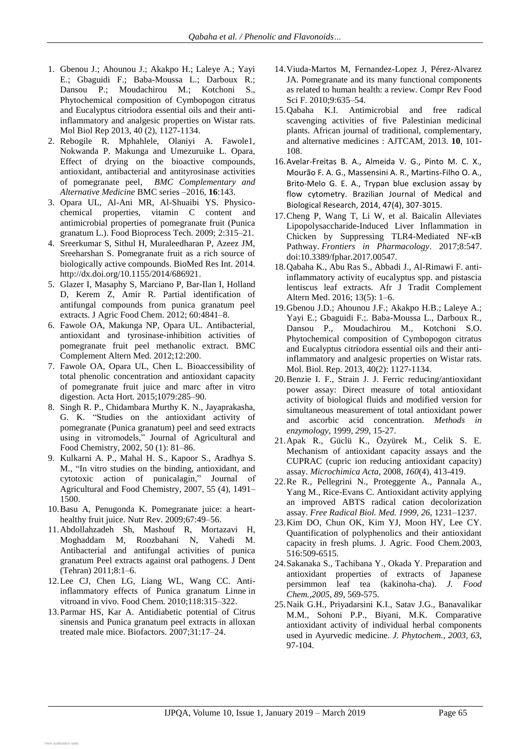1. Gbenou J.; Ahounou J.; Akakpo H.; Laleye A.; Yayi E.; Gbaguidi F.; Baba-Moussa L.; Darboux R.; Dansou P.; Moudachirou M.; Kotchoni S., Phytochemical composition of Cymbopogon citratus and Eucalyptus citriodora essential oils and their anti-inflammatory and analgesic properties on Wistar rats. Mol Biol Rep 2013, 40 (2), 1127-1134.
2. Rebogile R. Mphahlele, Olaniyi A. Fawole1, Nokwanda P. Makunga and Umezuruike L. Opara, Effect of drying on the bioactive compounds, antioxidant, antibacterial and antityrosinase activities of pomegranate peel, *BMC Complementary and Alternative Medicine* BMC series –2016, **16**:143.
3. Opara UL, Al-Ani MR, Al-Shuaibi YS. Physico-chemical properties, vitamin C content and antimicrobial properties of pomegranate fruit (Punica granatum L.). Food Bioprocess Tech. 2009; 2:315–21.
4. Sreerkumar S, Sithul H, Muraleedharan P, Azeez JM, Sreeharshan S. Pomegranate fruit as a rich source of biologically active compounds. BioMed Res Int. 2014. http://dx.doi.org/10.1155/2014/686921.
5. Glazer I, Masaphy S, Marciano P, Bar-Ilan I, Holland D, Kerem Z, Amir R. Partial identification of antifungal compounds from punica granatum peel extracts. J Agric Food Chem. 2012; 60:4841–8.
6. Fawole OA, Makunga NP, Opara UL. Antibacterial, antioxidant and tyrosinase-inhibition activities of pomegranate fruit peel methanolic extract. BMC Complement Altern Med. 2012;12:200.
7. Fawole OA, Opara UL, Chen L. Bioaccessibility of total phenolic concentration and antioxidant capacity of pomegranate fruit juice and marc after in vitro digestion. Acta Hort. 2015;1079:285–90.
8. Singh R. P., Chidambara Murthy K. N., Jayaprakasha, G. K. "Studies on the antioxidant activity of pomegranate (Punica granatum) peel and seed extracts using in vitromodels," Journal of Agricultural and Food Chemistry, 2002, 50 (1): 81–86.
9. Kulkarni A. P., Mahal H. S., Kapoor S., Aradhya S. M., "In vitro studies on the binding, antioxidant, and cytotoxic action of punicalagin," Journal of Agricultural and Food Chemistry, 2007, 55 (4), 1491–1500.
10. Basu A, Penugonda K. Pomegranate juice: a heart-healthy fruit juice. Nutr Rev. 2009;67:49–56.
11. Abdollahzadeh Sh, Mashouf R, Mortazavi H, Moghaddam M, Roozbahani N, Vahedi M. Antibacterial and antifungal activities of punica granatum Peel extracts against oral pathogens. J Dent (Tehran) 2011;8:1–6.
12. Lee CJ, Chen LG, Liang WL, Wang CC. Anti-inflammatory effects of Punica granatum Linne in vitroand in vivo. Food Chem. 2010;118:315–322.
13. Parmar HS, Kar A. Antidiabetic potential of Citrus sinensis and Punica granatum peel extracts in alloxan treated male mice. Biofactors. 2007;31:17–24.
14. Viuda-Martos M, Fernandez-Lopez J, Pérez-Alvarez JA. Pomegranate and its many functional components as related to human health: a review. Compr Rev Food Sci F. 2010;9:635–54.
15. Qabaha K.I. Antimicrobial and free radical scavenging activities of five Palestinian medicinal plants. African journal of traditional, complementary, and alternative medicines : AJTCAM, 2013. **10**, 101-108.
16. Avelar-Freitas B. A., Almeida V. G., Pinto M. C. X., Mourão F. A. G., Massensini A. R., Martins-Filho O. A., Brito-Melo G. E. A., Trypan blue exclusion assay by flow cytometry. Brazilian Journal of Medical and Biological Research, 2014, 47(4), 307-3015.
17. Cheng P, Wang T, Li W, et al. Baicalin Alleviates Lipopolysaccharide-Induced Liver Inflammation in Chicken by Suppressing TLR4-Mediated NF-κB Pathway. *Frontiers in Pharmacology*. 2017;8:547. doi:10.3389/fphar.2017.00547.
18. Qabaha K., Abu Ras S., Abbadi J., Al-Rimawi F. anti-inflammatory activity of eucalyptus spp. and pistascia lentiscus leaf extracts. Afr J Tradit Complement Altern Med. 2016; 13(5): 1–6.
19. Gbenou J.D.; Ahounou J.F.; Akakpo H.B.; Laleye A.; Yayi E.; Gbaguidi F.;. Baba-Moussa L., Darboux R., Dansou P., Moudachirou M., Kotchoni S.O. Phytochemical composition of Cymbopogon citratus and Eucalyptus citriodora essential oils and their anti-inflammatory and analgesic properties on Wistar rats. Mol. Biol. Rep. 2013, 40(2): 1127-1134.
20. Benzie I. F., Strain J. J. Ferric reducing/antioxidant power assay: Direct measure of total antioxidant activity of biological fluids and modified version for simultaneous measurement of total antioxidant power and ascorbic acid concentration. *Methods in enzymology*, 1999, *299*, 15-27.
21. Apak R., Güclü K., Özyürek M., Celik S. E. Mechanism of antioxidant capacity assays and the CUPRAC (cupric ion reducing antioxidant capacity) assay. *Microchimica Acta*, 2008, *160*(4), 413-419.
22. Re R., Pellegrini N., Proteggente A., Pannala A., Yang M., Rice-Evans C. Antioxidant activity applying an improved ABTS radical cation decolorization assay. *Free Radical Biol. Med. 1999, 26*, 1231–1237.
23. Kim DO, Chun OK, Kim YJ, Moon HY, Lee CY. Quantification of polyphenolics and their antioxidant capacity in fresh plums. J. Agric. Food Chem.2003, 516:509-6515.
24. Sakanaka S., Tachibana Y., Okada Y. Preparation and antioxidant properties of extracts of Japanese persimmon leaf tea (kakinoha-cha). *J. Food Chem.,2005*, *89*, 569-575.
25. Naik G.H., Priyadarsini K.I., Satav J.G., Banavalikar M.M., Sohoni P.P., Biyani, M.K. Comparative antioxidant activity of individual herbal components used in Ayurvedic medicine. *J. Phytochem., 2003*, *63*, 97-104.